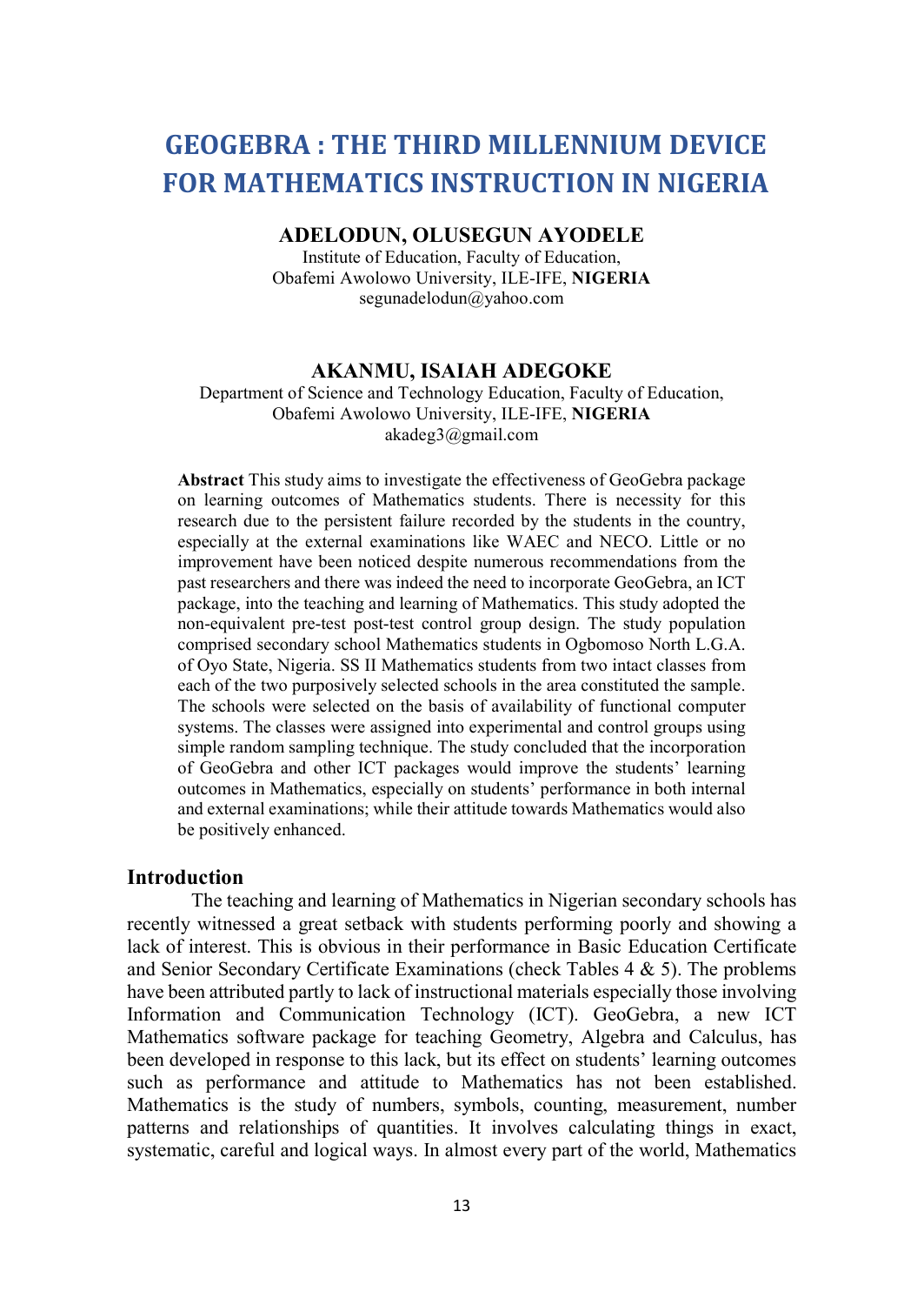# GEOGEBRA : THE THIRD MILLENNIUM DEVICE FOR MATHEMATICS INSTRUCTION IN NIGERIA

**ADELODUN, OLUSEGUN AYODELE**
Institute of Education, Faculty of Education,
Obafemi Awolowo University, ILE-IFE, **NIGERIA**
segunadelodun@yahoo.com

**AKANMU, ISAIAH ADEGOKE**
Department of Science and Technology Education, Faculty of Education,
Obafemi Awolowo University, ILE-IFE, **NIGERIA**
akadeg3@gmail.com

**Abstract** This study aims to investigate the effectiveness of GeoGebra package on learning outcomes of Mathematics students. There is necessity for this research due to the persistent failure recorded by the students in the country, especially at the external examinations like WAEC and NECO. Little or no improvement have been noticed despite numerous recommendations from the past researchers and there was indeed the need to incorporate GeoGebra, an ICT package, into the teaching and learning of Mathematics. This study adopted the non-equivalent pre-test post-test control group design. The study population comprised secondary school Mathematics students in Ogbomoso North L.G.A. of Oyo State, Nigeria. SS II Mathematics students from two intact classes from each of the two purposively selected schools in the area constituted the sample. The schools were selected on the basis of availability of functional computer systems. The classes were assigned into experimental and control groups using simple random sampling technique. The study concluded that the incorporation of GeoGebra and other ICT packages would improve the students' learning outcomes in Mathematics, especially on students' performance in both internal and external examinations; while their attitude towards Mathematics would also be positively enhanced.

## Introduction

The teaching and learning of Mathematics in Nigerian secondary schools has recently witnessed a great setback with students performing poorly and showing a lack of interest. This is obvious in their performance in Basic Education Certificate and Senior Secondary Certificate Examinations (check Tables 4 & 5). The problems have been attributed partly to lack of instructional materials especially those involving Information and Communication Technology (ICT). GeoGebra, a new ICT Mathematics software package for teaching Geometry, Algebra and Calculus, has been developed in response to this lack, but its effect on students' learning outcomes such as performance and attitude to Mathematics has not been established. Mathematics is the study of numbers, symbols, counting, measurement, number patterns and relationships of quantities. It involves calculating things in exact, systematic, careful and logical ways. In almost every part of the world, Mathematics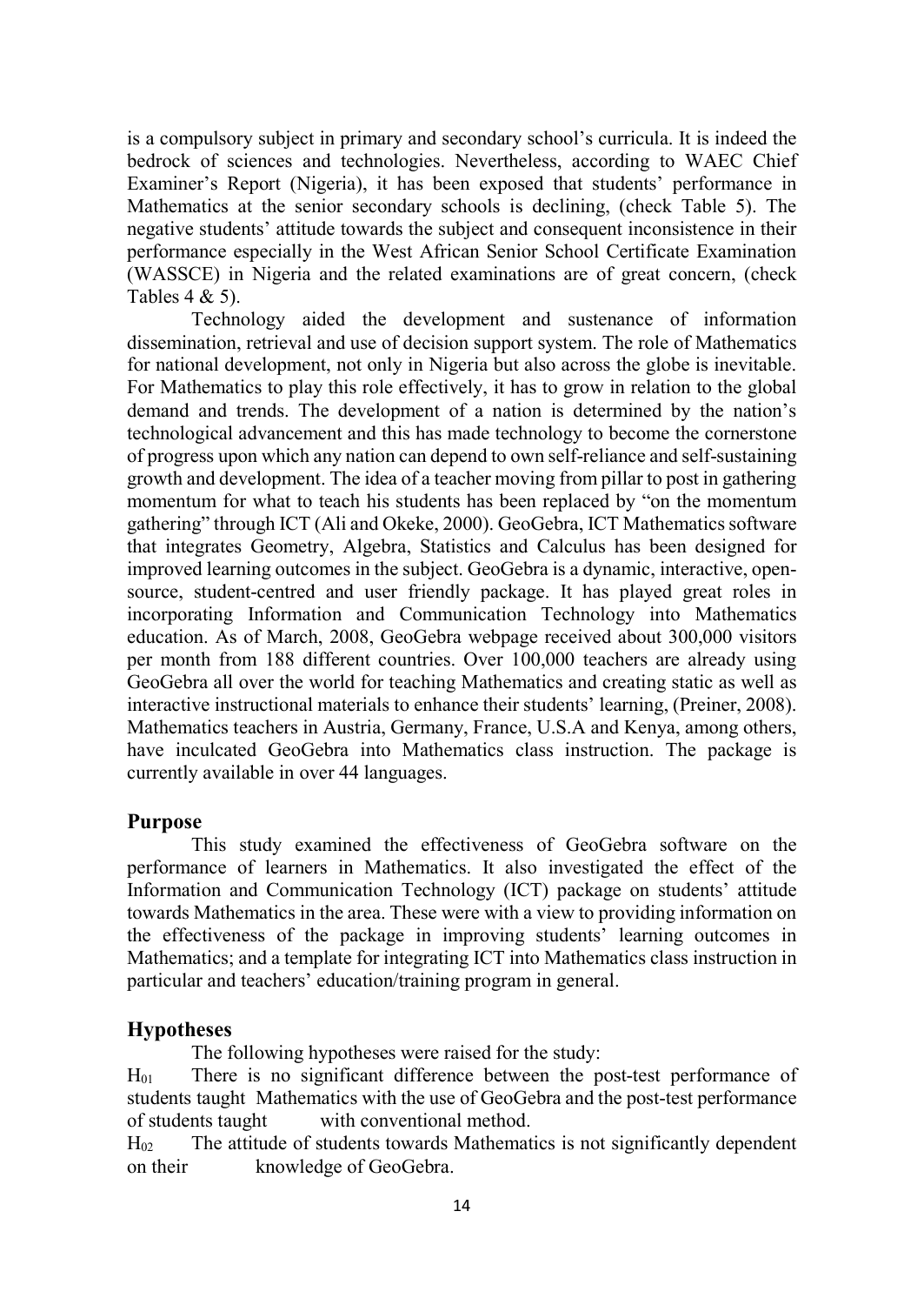is a compulsory subject in primary and secondary school's curricula. It is indeed the bedrock of sciences and technologies. Nevertheless, according to WAEC Chief Examiner's Report (Nigeria), it has been exposed that students' performance in Mathematics at the senior secondary schools is declining, (check Table 5). The negative students' attitude towards the subject and consequent inconsistence in their performance especially in the West African Senior School Certificate Examination (WASSCE) in Nigeria and the related examinations are of great concern, (check Tables 4 & 5).

Technology aided the development and sustenance of information dissemination, retrieval and use of decision support system. The role of Mathematics for national development, not only in Nigeria but also across the globe is inevitable. For Mathematics to play this role effectively, it has to grow in relation to the global demand and trends. The development of a nation is determined by the nation's technological advancement and this has made technology to become the cornerstone of progress upon which any nation can depend to own self-reliance and self-sustaining growth and development. The idea of a teacher moving from pillar to post in gathering momentum for what to teach his students has been replaced by "on the momentum gathering" through ICT (Ali and Okeke, 2000). GeoGebra, ICT Mathematics software that integrates Geometry, Algebra, Statistics and Calculus has been designed for improved learning outcomes in the subject. GeoGebra is a dynamic, interactive, open-source, student-centred and user friendly package. It has played great roles in incorporating Information and Communication Technology into Mathematics education. As of March, 2008, GeoGebra webpage received about 300,000 visitors per month from 188 different countries. Over 100,000 teachers are already using GeoGebra all over the world for teaching Mathematics and creating static as well as interactive instructional materials to enhance their students' learning, (Preiner, 2008). Mathematics teachers in Austria, Germany, France, U.S.A and Kenya, among others, have inculcated GeoGebra into Mathematics class instruction. The package is currently available in over 44 languages.

## Purpose

This study examined the effectiveness of GeoGebra software on the performance of learners in Mathematics. It also investigated the effect of the Information and Communication Technology (ICT) package on students' attitude towards Mathematics in the area. These were with a view to providing information on the effectiveness of the package in improving students' learning outcomes in Mathematics; and a template for integrating ICT into Mathematics class instruction in particular and teachers' education/training program in general.

## Hypotheses

The following hypotheses were raised for the study:

$H_{01}$ There is no significant difference between the post-test performance of students taught Mathematics with the use of GeoGebra and the post-test performance of students taught with conventional method.

$H_{02}$ The attitude of students towards Mathematics is not significantly dependent on their knowledge of GeoGebra.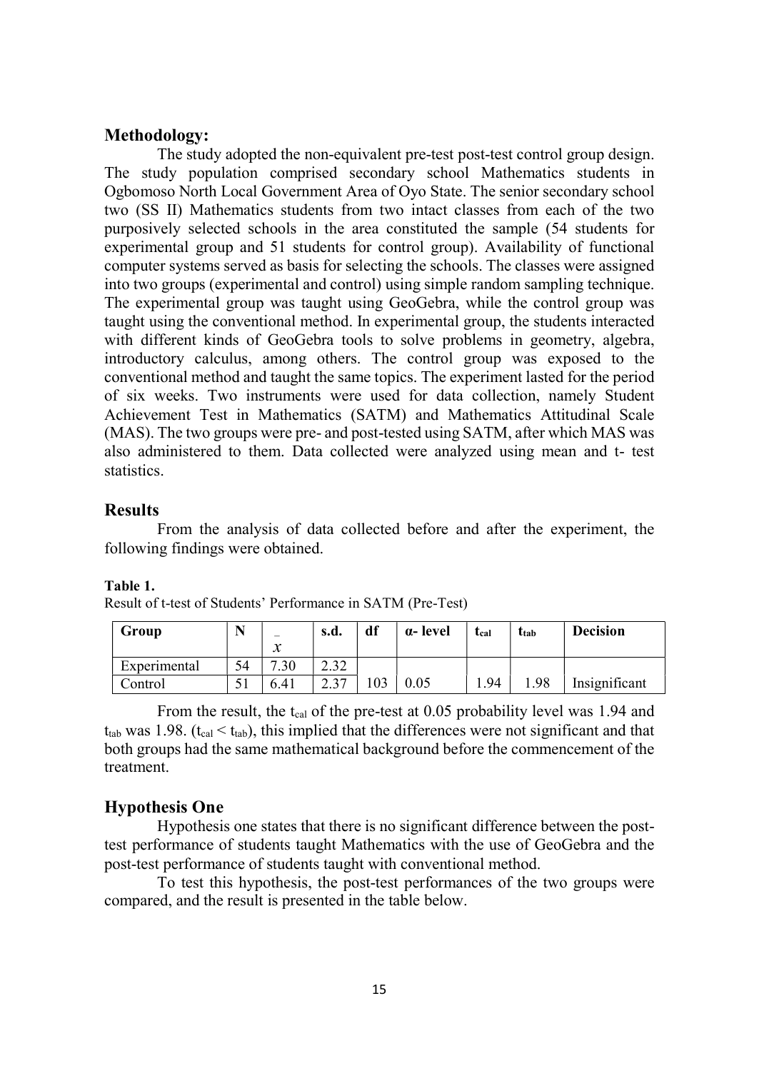## Methodology:

The study adopted the non-equivalent pre-test post-test control group design. The study population comprised secondary school Mathematics students in Ogbomoso North Local Government Area of Oyo State. The senior secondary school two (SS II) Mathematics students from two intact classes from each of the two purposively selected schools in the area constituted the sample (54 students for experimental group and 51 students for control group). Availability of functional computer systems served as basis for selecting the schools. The classes were assigned into two groups (experimental and control) using simple random sampling technique. The experimental group was taught using GeoGebra, while the control group was taught using the conventional method. In experimental group, the students interacted with different kinds of GeoGebra tools to solve problems in geometry, algebra, introductory calculus, among others. The control group was exposed to the conventional method and taught the same topics. The experiment lasted for the period of six weeks. Two instruments were used for data collection, namely Student Achievement Test in Mathematics (SATM) and Mathematics Attitudinal Scale (MAS). The two groups were pre- and post-tested using SATM, after which MAS was also administered to them. Data collected were analyzed using mean and t- test statistics.

## Results

From the analysis of data collected before and after the experiment, the following findings were obtained.

**Table 1.**
Result of t-test of Students' Performance in SATM (Pre-Test)

| Group | N | $\bar{x}$ | s.d. | df | α- level | $t_{cal}$ | $t_{tab}$ | Decision |
|---|---|---|---|---|---|---|---|---|
| Experimental | 54 | 7.30 | 2.32 | | | | | |
| Control | 51 | 6.41 | 2.37 | 103 | 0.05 | 1.94 | 1.98 | Insignificant |

From the result, the $t_{cal}$ of the pre-test at 0.05 probability level was 1.94 and $t_{tab}$ was 1.98. ($t_{cal} < t_{tab}$), this implied that the differences were not significant and that both groups had the same mathematical background before the commencement of the treatment.

## Hypothesis One

Hypothesis one states that there is no significant difference between the post-test performance of students taught Mathematics with the use of GeoGebra and the post-test performance of students taught with conventional method.

To test this hypothesis, the post-test performances of the two groups were compared, and the result is presented in the table below.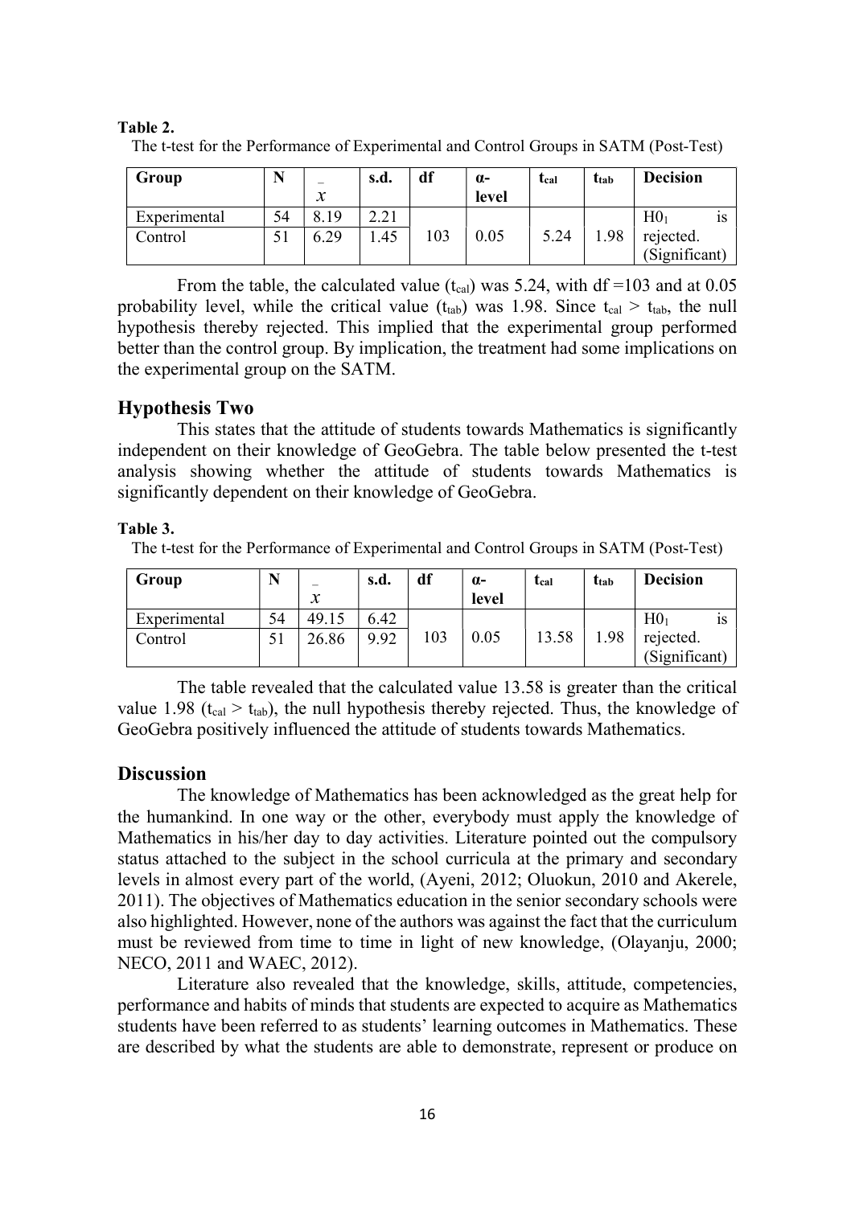**Table 2.**

The t-test for the Performance of Experimental and Control Groups in SATM (Post-Test)

| Group | N | $\bar{x}$ | s.d. | df | α-level | $t_{cal}$ | $t_{tab}$ | Decision |
|---|---|---|---|---|---|---|---|---|
| Experimental | 54 | 8.19 | 2.21 | | | | | $H0_1$ is |
| Control | 51 | 6.29 | 1.45 | 103 | 0.05 | 5.24 | 1.98 | rejected. (Significant) |

From the table, the calculated value ($t_{cal}$) was 5.24, with df =103 and at 0.05 probability level, while the critical value ($t_{tab}$) was 1.98. Since $t_{cal} > t_{tab}$, the null hypothesis thereby rejected. This implied that the experimental group performed better than the control group. By implication, the treatment had some implications on the experimental group on the SATM.

## Hypothesis Two

This states that the attitude of students towards Mathematics is significantly independent on their knowledge of GeoGebra. The table below presented the t-test analysis showing whether the attitude of students towards Mathematics is significantly dependent on their knowledge of GeoGebra.

**Table 3.**

The t-test for the Performance of Experimental and Control Groups in SATM (Post-Test)

| Group | N | $\bar{x}$ | s.d. | df | α-level | $t_{cal}$ | $t_{tab}$ | Decision |
|---|---|---|---|---|---|---|---|---|
| Experimental | 54 | 49.15 | 6.42 | | | | | $H0_1$ is |
| Control | 51 | 26.86 | 9.92 | 103 | 0.05 | 13.58 | 1.98 | rejected. (Significant) |

The table revealed that the calculated value 13.58 is greater than the critical value 1.98 ($t_{cal} > t_{tab}$), the null hypothesis thereby rejected. Thus, the knowledge of GeoGebra positively influenced the attitude of students towards Mathematics.

## Discussion

The knowledge of Mathematics has been acknowledged as the great help for the humankind. In one way or the other, everybody must apply the knowledge of Mathematics in his/her day to day activities. Literature pointed out the compulsory status attached to the subject in the school curricula at the primary and secondary levels in almost every part of the world, (Ayeni, 2012; Oluokun, 2010 and Akerele, 2011). The objectives of Mathematics education in the senior secondary schools were also highlighted. However, none of the authors was against the fact that the curriculum must be reviewed from time to time in light of new knowledge, (Olayanju, 2000; NECO, 2011 and WAEC, 2012).

Literature also revealed that the knowledge, skills, attitude, competencies, performance and habits of minds that students are expected to acquire as Mathematics students have been referred to as students' learning outcomes in Mathematics. These are described by what the students are able to demonstrate, represent or produce on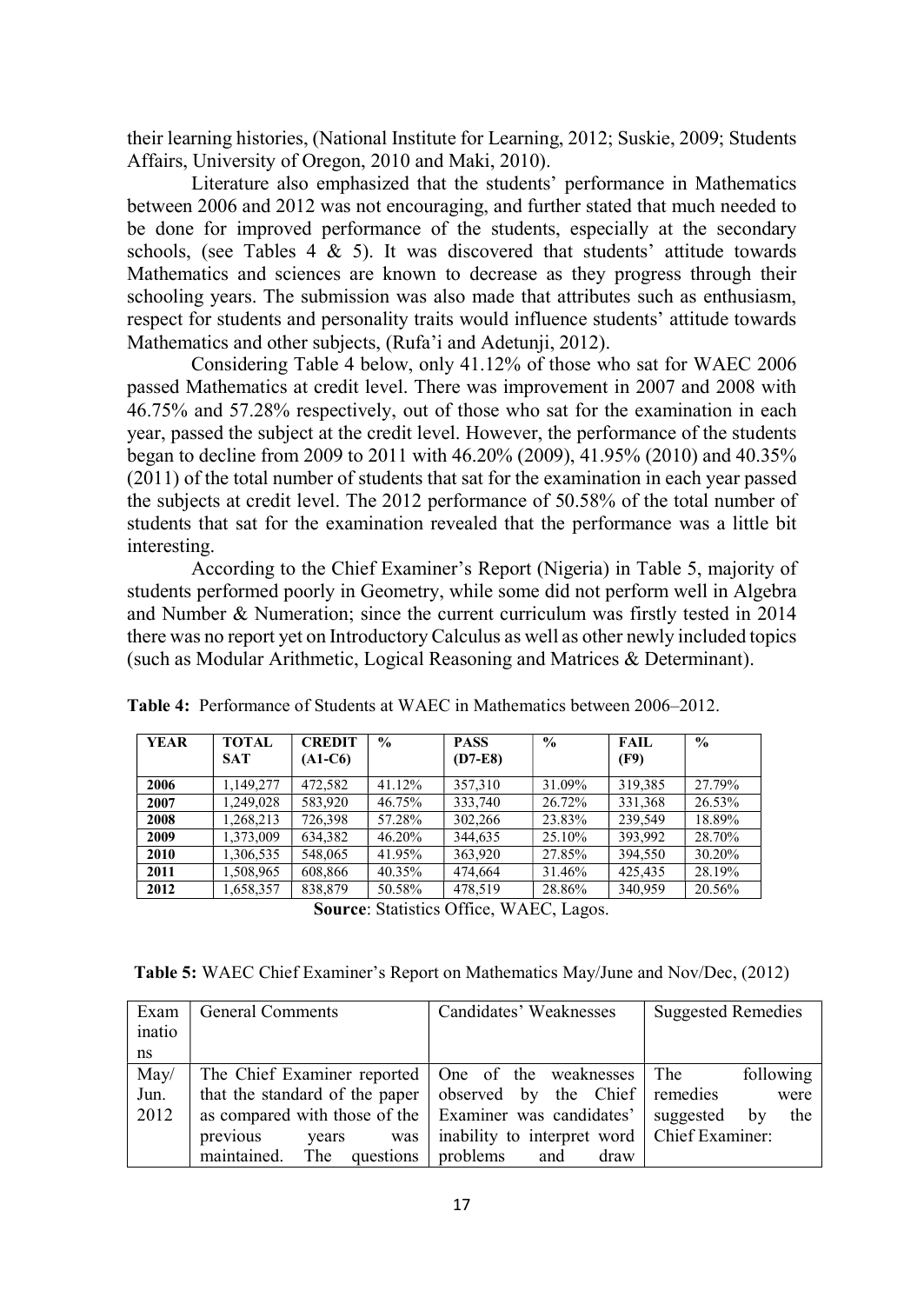their learning histories, (National Institute for Learning, 2012; Suskie, 2009; Students Affairs, University of Oregon, 2010 and Maki, 2010).

Literature also emphasized that the students' performance in Mathematics between 2006 and 2012 was not encouraging, and further stated that much needed to be done for improved performance of the students, especially at the secondary schools, (see Tables 4 & 5). It was discovered that students' attitude towards Mathematics and sciences are known to decrease as they progress through their schooling years. The submission was also made that attributes such as enthusiasm, respect for students and personality traits would influence students' attitude towards Mathematics and other subjects, (Rufa'i and Adetunji, 2012).

Considering Table 4 below, only 41.12% of those who sat for WAEC 2006 passed Mathematics at credit level. There was improvement in 2007 and 2008 with 46.75% and 57.28% respectively, out of those who sat for the examination in each year, passed the subject at the credit level. However, the performance of the students began to decline from 2009 to 2011 with 46.20% (2009), 41.95% (2010) and 40.35% (2011) of the total number of students that sat for the examination in each year passed the subjects at credit level. The 2012 performance of 50.58% of the total number of students that sat for the examination revealed that the performance was a little bit interesting.

According to the Chief Examiner's Report (Nigeria) in Table 5, majority of students performed poorly in Geometry, while some did not perform well in Algebra and Number & Numeration; since the current curriculum was firstly tested in 2014 there was no report yet on Introductory Calculus as well as other newly included topics (such as Modular Arithmetic, Logical Reasoning and Matrices & Determinant).

**Table 4:** Performance of Students at WAEC in Mathematics between 2006–2012.

| YEAR | TOTAL SAT | CREDIT (A1-C6) | % | PASS (D7-E8) | % | FAIL (F9) | % |
|---|---|---|---|---|---|---|---|
| 2006 | 1,149,277 | 472,582 | 41.12% | 357,310 | 31.09% | 319,385 | 27.79% |
| 2007 | 1,249,028 | 583,920 | 46.75% | 333,740 | 26.72% | 331,368 | 26.53% |
| 2008 | 1,268,213 | 726,398 | 57.28% | 302,266 | 23.83% | 239,549 | 18.89% |
| 2009 | 1,373,009 | 634,382 | 46.20% | 344,635 | 25.10% | 393,992 | 28.70% |
| 2010 | 1,306,535 | 548,065 | 41.95% | 363,920 | 27.85% | 394,550 | 30.20% |
| 2011 | 1,508,965 | 608,866 | 40.35% | 474,664 | 31.46% | 425,435 | 28.19% |
| 2012 | 1,658,357 | 838,879 | 50.58% | 478,519 | 28.86% | 340,959 | 20.56% |

**Source**: Statistics Office, WAEC, Lagos.

**Table 5:** WAEC Chief Examiner's Report on Mathematics May/June and Nov/Dec, (2012)

| Examinations | General Comments | Candidates' Weaknesses | Suggested Remedies |
|---|---|---|---|
| May/ Jun. 2012 | The Chief Examiner reported that the standard of the paper as compared with those of the previous years was maintained. The questions | One of the weaknesses observed by the Chief Examiner was candidates' inability to interpret word problems and draw | The following remedies were suggested by the Chief Examiner: |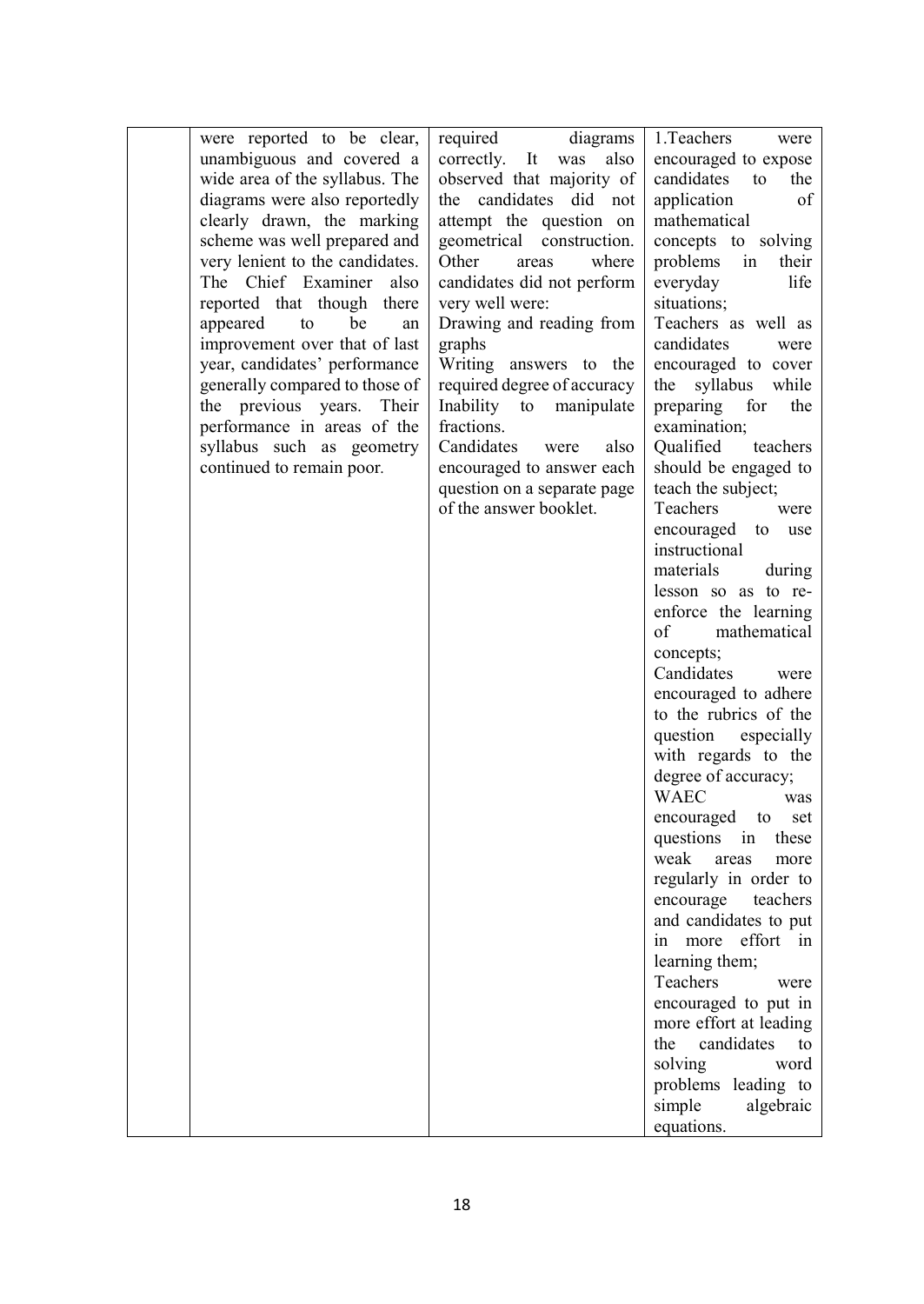| | | | |
|---|---|---|---|
| | were reported to be clear, unambiguous and covered a wide area of the syllabus. The diagrams were also reportedly clearly drawn, the marking scheme was well prepared and very lenient to the candidates. The Chief Examiner also reported that though there appeared to be an improvement over that of last year, candidates' performance generally compared to those of the previous years. Their performance in areas of the syllabus such as geometry continued to remain poor. | required diagrams correctly. It was also observed that majority of the candidates did not attempt the question on geometrical construction. Other areas where candidates did not perform very well were:<br>Drawing and reading from graphs<br>Writing answers to the required degree of accuracy<br>Inability to manipulate fractions.<br>Candidates were also encouraged to answer each question on a separate page of the answer booklet. | 1.Teachers were encouraged to expose candidates to the application of mathematical concepts to solving problems in their everyday life situations;<br>Teachers as well as candidates were encouraged to cover the syllabus while preparing for the examination;<br>Qualified teachers should be engaged to teach the subject;<br>Teachers were encouraged to use instructional materials during lesson so as to re-enforce the learning of mathematical concepts;<br>Candidates were encouraged to adhere to the rubrics of the question especially with regards to the degree of accuracy;<br>WAEC was encouraged to set questions in these weak areas more regularly in order to encourage teachers and candidates to put in more effort in learning them;<br>Teachers were encouraged to put in more effort at leading the candidates to solving word problems leading to simple algebraic equations. |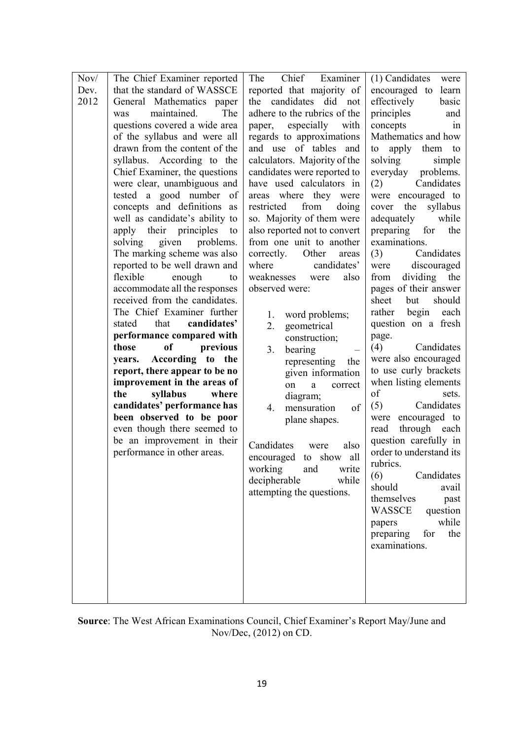| | | | |
|---|---|---|---|
| Nov/ Dev. 2012 | The Chief Examiner reported that the standard of WASSCE General Mathematics paper was maintained. The questions covered a wide area of the syllabus and were all drawn from the content of the syllabus. According to the Chief Examiner, the questions were clear, unambiguous and tested a good number of concepts and definitions as well as candidate's ability to apply their principles to solving given problems. The marking scheme was also reported to be well drawn and flexible enough to accommodate all the responses received from the candidates. The Chief Examiner further stated that **candidates' performance compared with those of previous years. According to the report, there appear to be no improvement in the areas of the syllabus where candidates' performance has been observed to be poor** even though there seemed to be an improvement in their performance in other areas. | The Chief Examiner reported that majority of the candidates did not adhere to the rubrics of the paper, especially with regards to approximations and use of tables and calculators. Majority of the candidates were reported to have used calculators in areas where they were restricted from doing so. Majority of them were also reported not to convert from one unit to another correctly. Other areas where candidates' weaknesses were also observed were:<br><br>1. word problems;<br>2. geometrical construction;<br>3. bearing – representing the given information on a correct diagram;<br>4. mensuration of plane shapes.<br><br>Candidates were also encouraged to show all working and write decipherable while attempting the questions. | (1) Candidates were encouraged to learn effectively basic principles and concepts in Mathematics and how to apply them to solving simple everyday problems.<br>(2) Candidates were encouraged to cover the syllabus adequately while preparing for the examinations.<br>(3) Candidates were discouraged from dividing the pages of their answer sheet but should rather begin each question on a fresh page.<br>(4) Candidates were also encouraged to use curly brackets when listing elements of sets.<br>(5) Candidates were encouraged to read through each question carefully in order to understand its rubrics.<br>(6) Candidates should avail themselves past WASSCE question papers while preparing for the examinations. |

**Source**: The West African Examinations Council, Chief Examiner's Report May/June and Nov/Dec, (2012) on CD.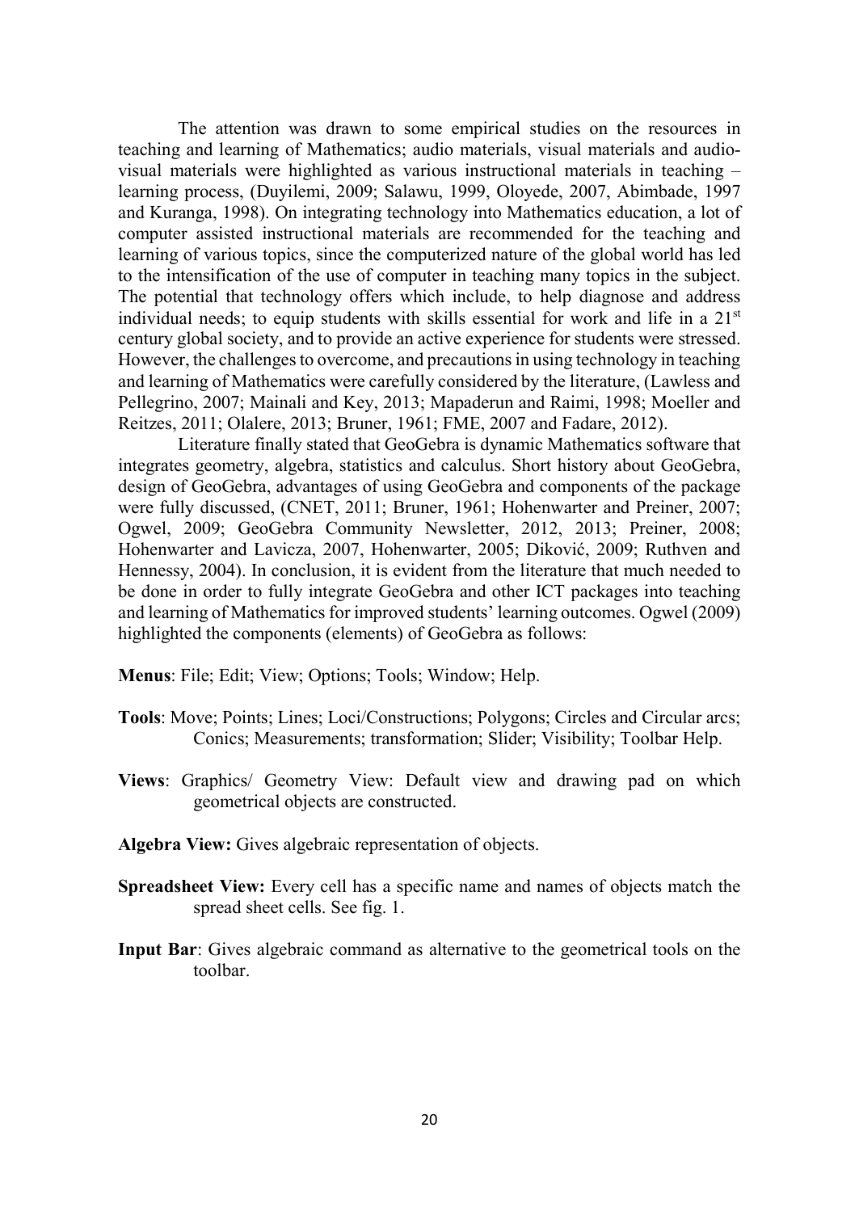The attention was drawn to some empirical studies on the resources in teaching and learning of Mathematics; audio materials, visual materials and audio-visual materials were highlighted as various instructional materials in teaching – learning process, (Duyilemi, 2009; Salawu, 1999, Oloyede, 2007, Abimbade, 1997 and Kuranga, 1998). On integrating technology into Mathematics education, a lot of computer assisted instructional materials are recommended for the teaching and learning of various topics, since the computerized nature of the global world has led to the intensification of the use of computer in teaching many topics in the subject. The potential that technology offers which include, to help diagnose and address individual needs; to equip students with skills essential for work and life in a 21st century global society, and to provide an active experience for students were stressed. However, the challenges to overcome, and precautions in using technology in teaching and learning of Mathematics were carefully considered by the literature, (Lawless and Pellegrino, 2007; Mainali and Key, 2013; Mapaderun and Raimi, 1998; Moeller and Reitzes, 2011; Olalere, 2013; Bruner, 1961; FME, 2007 and Fadare, 2012).

Literature finally stated that GeoGebra is dynamic Mathematics software that integrates geometry, algebra, statistics and calculus. Short history about GeoGebra, design of GeoGebra, advantages of using GeoGebra and components of the package were fully discussed, (CNET, 2011; Bruner, 1961; Hohenwarter and Preiner, 2007; Ogwel, 2009; GeoGebra Community Newsletter, 2012, 2013; Preiner, 2008; Hohenwarter and Lavicza, 2007, Hohenwarter, 2005; Diković, 2009; Ruthven and Hennessy, 2004). In conclusion, it is evident from the literature that much needed to be done in order to fully integrate GeoGebra and other ICT packages into teaching and learning of Mathematics for improved students' learning outcomes. Ogwel (2009) highlighted the components (elements) of GeoGebra as follows:

**Menus**: File; Edit; View; Options; Tools; Window; Help.

**Tools**: Move; Points; Lines; Loci/Constructions; Polygons; Circles and Circular arcs; Conics; Measurements; transformation; Slider; Visibility; Toolbar Help.

**Views**: Graphics/ Geometry View: Default view and drawing pad on which geometrical objects are constructed.

**Algebra View:** Gives algebraic representation of objects.

**Spreadsheet View:** Every cell has a specific name and names of objects match the spread sheet cells. See fig. 1.

**Input Bar**: Gives algebraic command as alternative to the geometrical tools on the toolbar.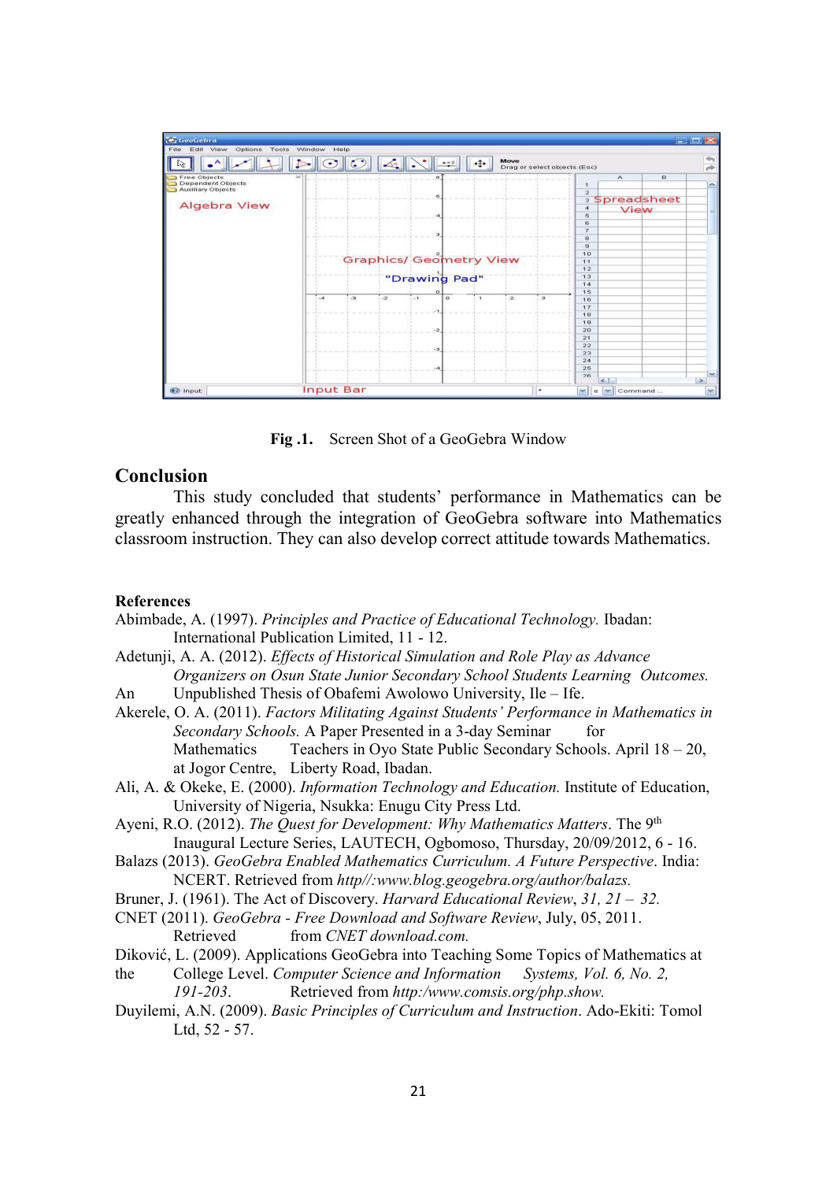**Fig .1.** Screen Shot of a GeoGebra Window

## Conclusion

This study concluded that students' performance in Mathematics can be greatly enhanced through the integration of GeoGebra software into Mathematics classroom instruction. They can also develop correct attitude towards Mathematics.

### References

Abimbade, A. (1997). *Principles and Practice of Educational Technology.* Ibadan: International Publication Limited, 11 - 12.

Adetunji, A. A. (2012). *Effects of Historical Simulation and Role Play as Advance Organizers on Osun State Junior Secondary School Students Learning Outcomes.* An Unpublished Thesis of Obafemi Awolowo University, Ile – Ife.

Akerele, O. A. (2011). *Factors Militating Against Students' Performance in Mathematics in Secondary Schools.* A Paper Presented in a 3-day Seminar for Mathematics Teachers in Oyo State Public Secondary Schools. April 18 – 20, at Jogor Centre, Liberty Road, Ibadan.

Ali, A. & Okeke, E. (2000). *Information Technology and Education.* Institute of Education, University of Nigeria, Nsukka: Enugu City Press Ltd.

Ayeni, R.O. (2012). *The Quest for Development: Why Mathematics Matters*. The 9th Inaugural Lecture Series, LAUTECH, Ogbomoso, Thursday, 20/09/2012, 6 - 16.

Balazs (2013). *GeoGebra Enabled Mathematics Curriculum. A Future Perspective*. India: NCERT. Retrieved from *http//:www.blog.geogebra.org/author/balazs.*

Bruner, J. (1961). The Act of Discovery. *Harvard Educational Review*, *31, 21 – 32.*

CNET (2011). *GeoGebra - Free Download and Software Review*, July, 05, 2011. Retrieved from *CNET download.com.*

Diković, L. (2009). Applications GeoGebra into Teaching Some Topics of Mathematics at the College Level. *Computer Science and Information Systems, Vol. 6, No. 2, 191-203*. Retrieved from *http:/www.comsis.org/php.show.*

Duyilemi, A.N. (2009). *Basic Principles of Curriculum and Instruction*. Ado-Ekiti: Tomol Ltd, 52 - 57.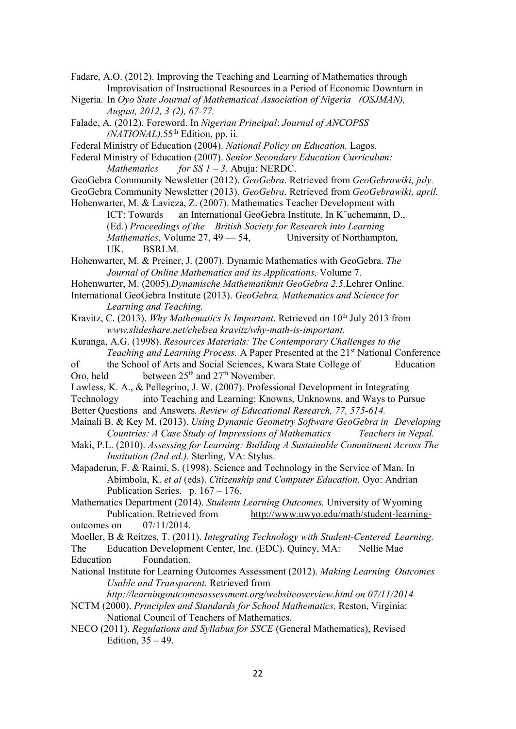Fadare, A.O. (2012). Improving the Teaching and Learning of Mathematics through Improvisation of Instructional Resources in a Period of Economic Downturn in Nigeria. In *Oyo State Journal of Mathematical Association of Nigeria (OSJMAN), August, 2012, 3 (2), 67-77.*

Falade, A. (2012). Foreword. In *Nigerian Principal*: *Journal of ANCOPSS (NATIONAL).*55th Edition, pp. ii.

Federal Ministry of Education (2004). *National Policy on Education.* Lagos.

Federal Ministry of Education (2007). *Senior Secondary Education Curriculum: Mathematics for SS 1 – 3.* Abuja: NERDC.

GeoGebra Community Newsletter (2012). *GeoGebra*. Retrieved from *GeoGebrawiki, july.*

GeoGebra Community Newsletter (2013). *GeoGebra*. Retrieved from *GeoGebrawiki, april.*

Hohenwarter, M. & Lavicza, Z. (2007). Mathematics Teacher Development with ICT: Towards an International GeoGebra Institute. In K¨uchemann, D., (Ed.) *Proceedings of the British Society for Research into Learning Mathematics*, Volume 27, 49 — 54, University of Northampton, UK. BSRLM.

Hohenwarter, M. & Preiner, J. (2007). Dynamic Mathematics with GeoGebra. *The Journal of Online Mathematics and its Applications,* Volume 7.

Hohenwarter, M. (2005).*Dynamische Mathematikmit GeoGebra 2.5.*Lehrer Online.

International GeoGebra Institute (2013). *GeoGebra, Mathematics and Science for Learning and Teaching.*

Kravitz, C. (2013). *Why Mathematics Is Important*. Retrieved on 10th July 2013 from *www.slideshare.net/chelsea kravitz/why-math-is-important.*

Kuranga, A.G. (1998). *Resources Materials: The Contemporary Challenges to the Teaching and Learning Process.* A Paper Presented at the 21st National Conference of the School of Arts and Social Sciences, Kwara State College of Education Oro, held between 25th and 27th November.

Lawless, K. A., & Pellegrino, J. W. (2007). Professional Development in Integrating Technology into Teaching and Learning: Knowns, Unknowns, and Ways to Pursue Better Questions and Answers*. Review of Educational Research, 77, 575-614.*

Mainali B. & Key M. (2013). *Using Dynamic Geometry Software GeoGebra in Developing Countries: A Case Study of Impressions of Mathematics Teachers in Nepal.*

Maki, P.L. (2010). *Assessing for Learning: Building A Sustainable Commitment Across The Institution (2nd ed.)*. Sterling, VA: Stylus.

Mapaderun, F. & Raimi, S. (1998). Science and Technology in the Service of Man. In Abimbola, K. *et al* (eds). *Citizenship and Computer Education.* Oyo: Andrian Publication Series. p. 167 – 176.

Mathematics Department (2014). *Students Learning Outcomes.* University of Wyoming Publication. Retrieved from http://www.uwyo.edu/math/student-learning-outcomes on 07/11/2014.

Moeller, B & Reitzes, T. (2011). *Integrating Technology with Student-Centered Learning.* The Education Development Center, Inc. (EDC). Quincy, MA: Nellie Mae Education Foundation.

National Institute for Learning Outcomes Assessment (2012). *Making Learning Outcomes Usable and Transparent.* Retrieved from *http://learningoutcomesassessment.org/websiteoverview.html on 07/11/2014*

NCTM (2000). *Principles and Standards for School Mathematics.* Reston, Virginia: National Council of Teachers of Mathematics.

NECO (2011). *Regulations and Syllabus for SSCE* (General Mathematics), Revised Edition, 35 – 49.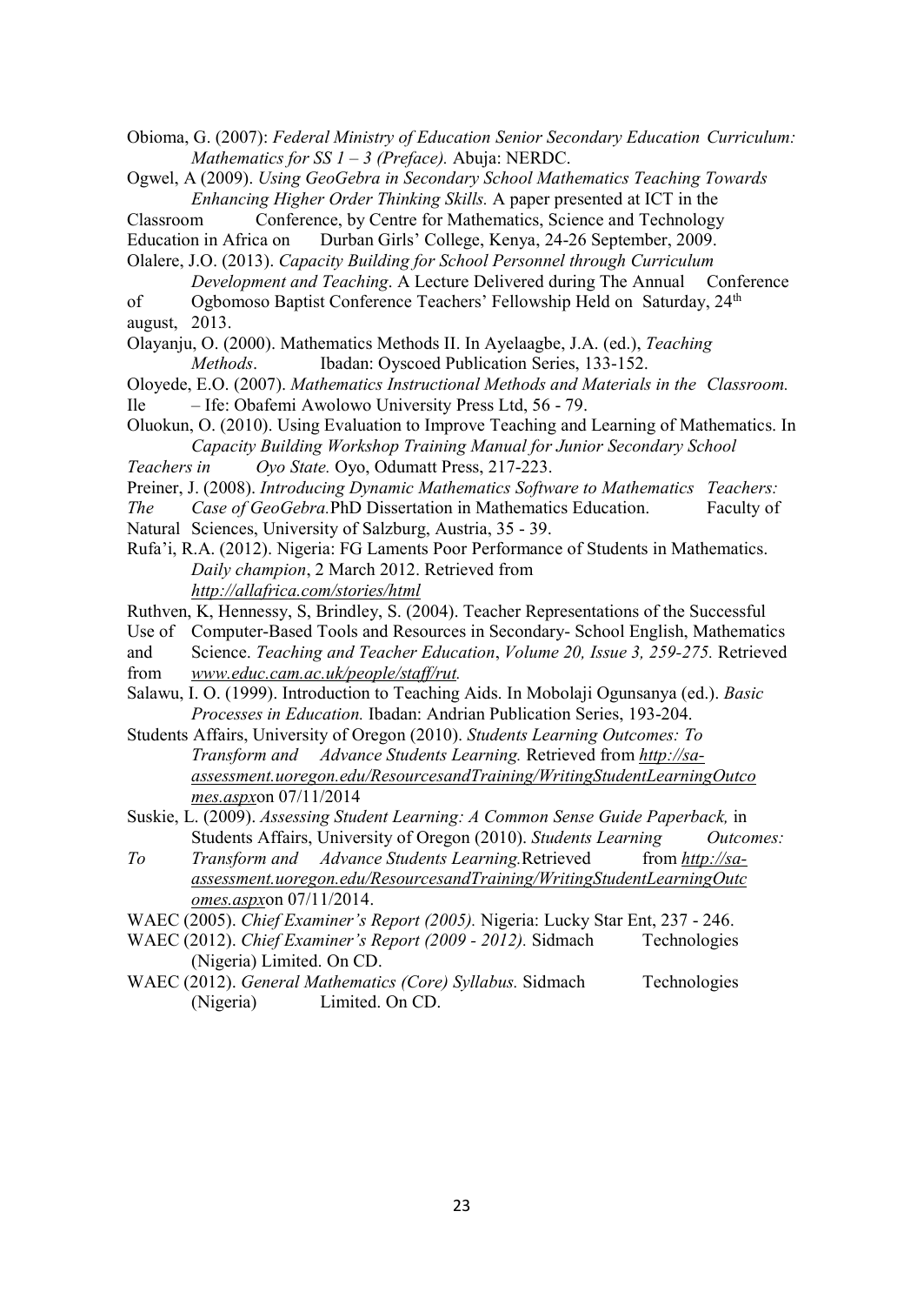Obioma, G. (2007): *Federal Ministry of Education Senior Secondary Education Curriculum: Mathematics for SS 1 – 3 (Preface).* Abuja: NERDC.

Ogwel, A (2009). *Using GeoGebra in Secondary School Mathematics Teaching Towards Enhancing Higher Order Thinking Skills.* A paper presented at ICT in the Classroom Conference, by Centre for Mathematics, Science and Technology Education in Africa on Durban Girls' College, Kenya, 24-26 September, 2009.

Olalere, J.O. (2013). *Capacity Building for School Personnel through Curriculum Development and Teaching*. A Lecture Delivered during The Annual Conference of Ogbomoso Baptist Conference Teachers' Fellowship Held on Saturday, 24th august, 2013.

Olayanju, O. (2000). Mathematics Methods II. In Ayelaagbe, J.A. (ed.), *Teaching Methods*. Ibadan: Oyscoed Publication Series, 133-152.

Oloyede, E.O. (2007). *Mathematics Instructional Methods and Materials in the Classroom.* Ile – Ife: Obafemi Awolowo University Press Ltd, 56 - 79.

Oluokun, O. (2010). Using Evaluation to Improve Teaching and Learning of Mathematics. In *Capacity Building Workshop Training Manual for Junior Secondary School Teachers in Oyo State.* Oyo, Odumatt Press, 217-223.

Preiner, J. (2008). *Introducing Dynamic Mathematics Software to Mathematics Teachers: The Case of GeoGebra.*PhD Dissertation in Mathematics Education. Faculty of Natural Sciences, University of Salzburg, Austria, 35 - 39.

Rufa'i, R.A. (2012). Nigeria: FG Laments Poor Performance of Students in Mathematics. *Daily champion*, 2 March 2012. Retrieved from *http://allafrica.com/stories/html*

Ruthven, K, Hennessy, S, Brindley, S. (2004). Teacher Representations of the Successful Use of Computer-Based Tools and Resources in Secondary- School English, Mathematics and Science. *Teaching and Teacher Education*, *Volume 20, Issue 3, 259-275.* Retrieved from *www.educ.cam.ac.uk/people/staff/rut.*

Salawu, I. O. (1999). Introduction to Teaching Aids. In Mobolaji Ogunsanya (ed.). *Basic Processes in Education.* Ibadan: Andrian Publication Series, 193-204.

Students Affairs, University of Oregon (2010). *Students Learning Outcomes: To Transform and Advance Students Learning.* Retrieved from *http://sa-assessment.uoregon.edu/ResourcesandTraining/WritingStudentLearningOutcomes.aspx*on 07/11/2014

Suskie, L. (2009). *Assessing Student Learning: A Common Sense Guide Paperback,* in Students Affairs, University of Oregon (2010). *Students Learning Outcomes: To Transform and Advance Students Learning.*Retrieved from *http://sa-assessment.uoregon.edu/ResourcesandTraining/WritingStudentLearningOutcomes.aspx*on 07/11/2014.

WAEC (2005). *Chief Examiner's Report (2005).* Nigeria: Lucky Star Ent, 237 - 246.

WAEC (2012). *Chief Examiner's Report (2009 - 2012).* Sidmach Technologies (Nigeria) Limited. On CD.

WAEC (2012). *General Mathematics (Core) Syllabus.* Sidmach Technologies (Nigeria) Limited. On CD.